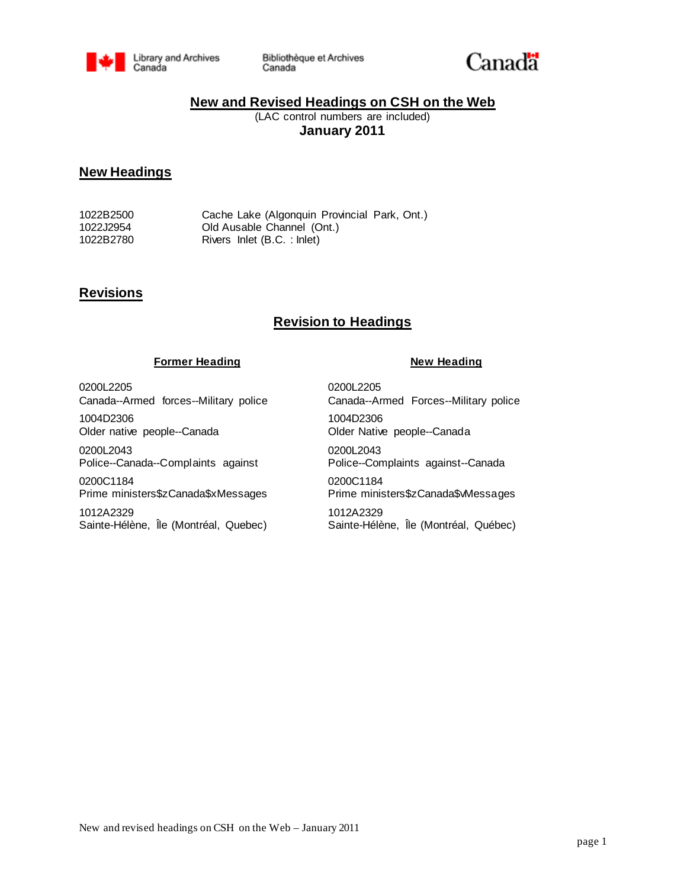Library and Archives Canada | Bibliothèque et Archives Canada | Canada

# New and Revised Headings on CSH on the Web

(LAC control numbers are included)

**January 2011**

## New Headings

| | |
|---|---|
| 1022B2500 | Cache Lake (Algonquin Provincial Park, Ont.) |
| 1022J2954 | Old Ausable Channel (Ont.) |
| 1022B2780 | Rivers Inlet (B.C. : Inlet) |

## Revisions

### Revision to Headings

| Former Heading | New Heading |
|---|---|
| 0200L2205<br>Canada--Armed forces--Military police | 0200L2205<br>Canada--Armed Forces--Military police |
| 1004D2306<br>Older native people--Canada | 1004D2306<br>Older Native people--Canada |
| 0200L2043<br>Police--Canada--Complaints against | 0200L2043<br>Police--Complaints against--Canada |
| 0200C1184<br>Prime ministers$zCanada$xMessages | 0200C1184<br>Prime ministers$zCanada$vMessages |
| 1012A2329<br>Sainte-Hélène, Île (Montréal, Quebec) | 1012A2329<br>Sainte-Hélène, Île (Montréal, Québec) |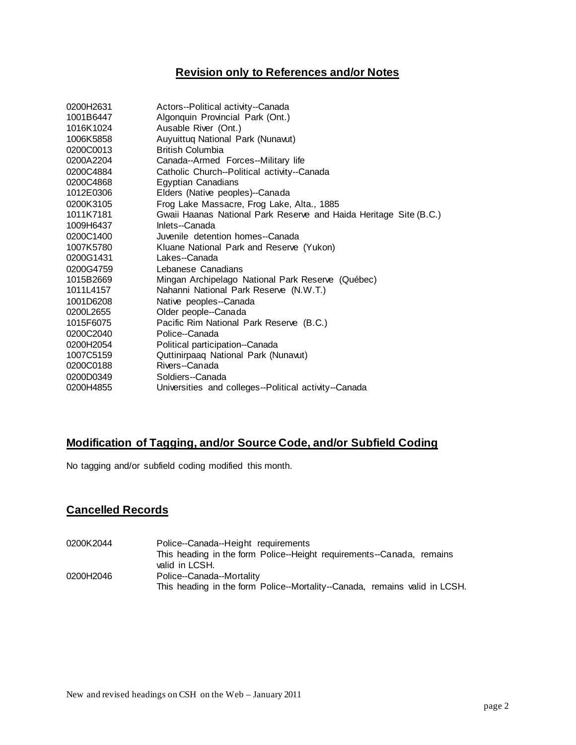## Revision only to References and/or Notes

| | |
|---|---|
| 0200H2631 | Actors--Political activity--Canada |
| 1001B6447 | Algonquin Provincial Park (Ont.) |
| 1016K1024 | Ausable River (Ont.) |
| 1006K5858 | Auyuittuq National Park (Nunavut) |
| 0200C0013 | British Columbia |
| 0200A2204 | Canada--Armed Forces--Military life |
| 0200C4884 | Catholic Church--Political activity--Canada |
| 0200C4868 | Egyptian Canadians |
| 1012E0306 | Elders (Native peoples)--Canada |
| 0200K3105 | Frog Lake Massacre, Frog Lake, Alta., 1885 |
| 1011K7181 | Gwaii Haanas National Park Reserve and Haida Heritage Site (B.C.) |
| 1009H6437 | Inlets--Canada |
| 0200C1400 | Juvenile detention homes--Canada |
| 1007K5780 | Kluane National Park and Reserve (Yukon) |
| 0200G1431 | Lakes--Canada |
| 0200G4759 | Lebanese Canadians |
| 1015B2669 | Mingan Archipelago National Park Reserve (Québec) |
| 1011L4157 | Nahanni National Park Reserve (N.W.T.) |
| 1001D6208 | Native peoples--Canada |
| 0200L2655 | Older people--Canada |
| 1015F6075 | Pacific Rim National Park Reserve (B.C.) |
| 0200C2040 | Police--Canada |
| 0200H2054 | Political participation--Canada |
| 1007C5159 | Quttinirpaaq National Park (Nunavut) |
| 0200C0188 | Rivers--Canada |
| 0200D0349 | Soldiers--Canada |
| 0200H4855 | Universities and colleges--Political activity--Canada |

## Modification of Tagging, and/or Source Code, and/or Subfield Coding

No tagging and/or subfield coding modified this month.

## Cancelled Records

| | |
|---|---|
| 0200K2044 | Police--Canada--Height requirements<br>This heading in the form Police--Height requirements--Canada, remains valid in LCSH. |
| 0200H2046 | Police--Canada--Mortality<br>This heading in the form Police--Mortality--Canada, remains valid in LCSH. |